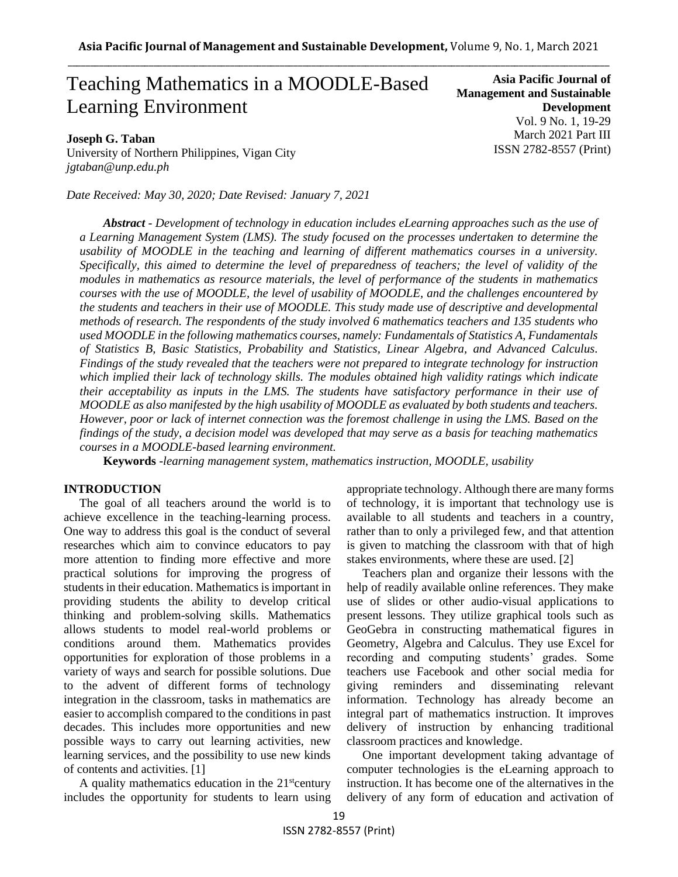# Teaching Mathematics in a MOODLE-Based Learning Environment

**Asia Pacific Journal of Management and Sustainable Development**
Vol. 9 No. 1, 19-29
March 2021 Part III
ISSN 2782-8557 (Print)

**Joseph G. Taban**
University of Northern Philippines, Vigan City
*jgtaban@unp.edu.ph*

*Date Received: May 30, 2020; Date Revised: January 7, 2021*

***Abstract*** *- Development of technology in education includes eLearning approaches such as the use of a Learning Management System (LMS). The study focused on the processes undertaken to determine the usability of MOODLE in the teaching and learning of different mathematics courses in a university. Specifically, this aimed to determine the level of preparedness of teachers; the level of validity of the modules in mathematics as resource materials, the level of performance of the students in mathematics courses with the use of MOODLE, the level of usability of MOODLE, and the challenges encountered by the students and teachers in their use of MOODLE. This study made use of descriptive and developmental methods of research. The respondents of the study involved 6 mathematics teachers and 135 students who used MOODLE in the following mathematics courses, namely: Fundamentals of Statistics A, Fundamentals of Statistics B, Basic Statistics, Probability and Statistics, Linear Algebra, and Advanced Calculus. Findings of the study revealed that the teachers were not prepared to integrate technology for instruction which implied their lack of technology skills. The modules obtained high validity ratings which indicate their acceptability as inputs in the LMS. The students have satisfactory performance in their use of MOODLE as also manifested by the high usability of MOODLE as evaluated by both students and teachers. However, poor or lack of internet connection was the foremost challenge in using the LMS. Based on the findings of the study, a decision model was developed that may serve as a basis for teaching mathematics courses in a MOODLE-based learning environment.*

**Keywords** *-learning management system, mathematics instruction, MOODLE, usability*

## INTRODUCTION

The goal of all teachers around the world is to achieve excellence in the teaching-learning process. One way to address this goal is the conduct of several researches which aim to convince educators to pay more attention to finding more effective and more practical solutions for improving the progress of students in their education. Mathematics is important in providing students the ability to develop critical thinking and problem-solving skills. Mathematics allows students to model real-world problems or conditions around them. Mathematics provides opportunities for exploration of those problems in a variety of ways and search for possible solutions. Due to the advent of different forms of technology integration in the classroom, tasks in mathematics are easier to accomplish compared to the conditions in past decades. This includes more opportunities and new possible ways to carry out learning activities, new learning services, and the possibility to use new kinds of contents and activities. [1]

A quality mathematics education in the 21st century includes the opportunity for students to learn using appropriate technology. Although there are many forms of technology, it is important that technology use is available to all students and teachers in a country, rather than to only a privileged few, and that attention is given to matching the classroom with that of high stakes environments, where these are used. [2]

Teachers plan and organize their lessons with the help of readily available online references. They make use of slides or other audio-visual applications to present lessons. They utilize graphical tools such as GeoGebra in constructing mathematical figures in Geometry, Algebra and Calculus. They use Excel for recording and computing students' grades. Some teachers use Facebook and other social media for giving reminders and disseminating relevant information. Technology has already become an integral part of mathematics instruction. It improves delivery of instruction by enhancing traditional classroom practices and knowledge.

One important development taking advantage of computer technologies is the eLearning approach to instruction. It has become one of the alternatives in the delivery of any form of education and activation of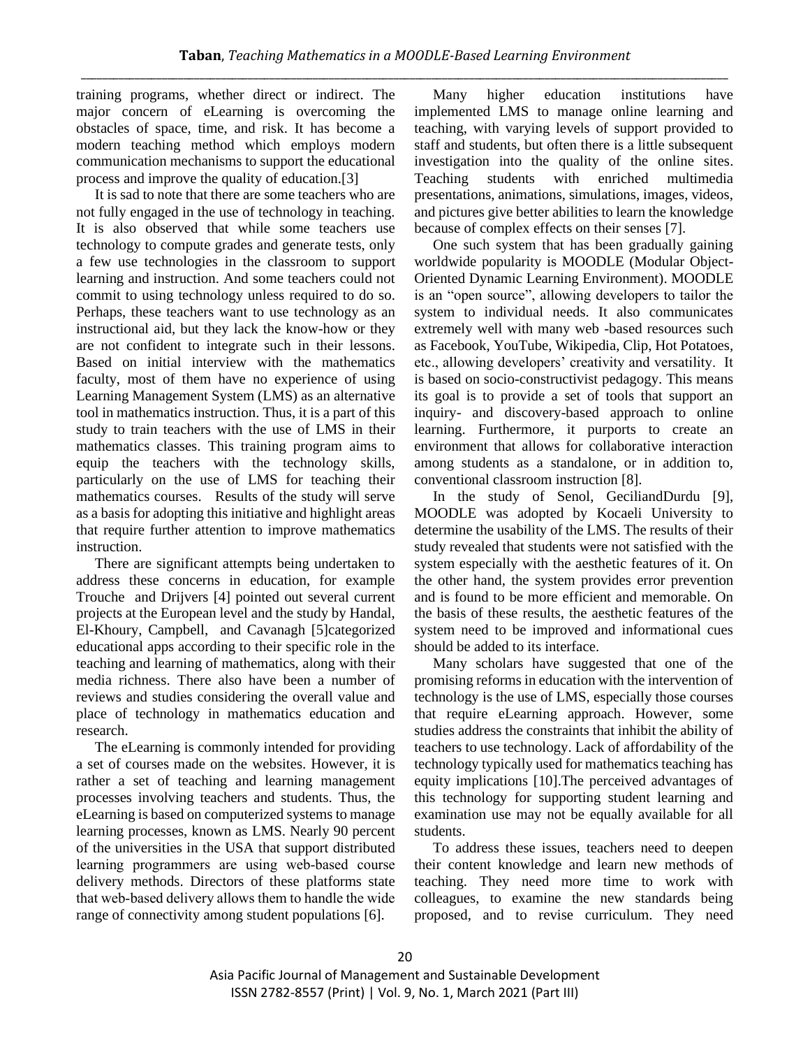training programs, whether direct or indirect. The major concern of eLearning is overcoming the obstacles of space, time, and risk. It has become a modern teaching method which employs modern communication mechanisms to support the educational process and improve the quality of education.[3]

It is sad to note that there are some teachers who are not fully engaged in the use of technology in teaching. It is also observed that while some teachers use technology to compute grades and generate tests, only a few use technologies in the classroom to support learning and instruction. And some teachers could not commit to using technology unless required to do so. Perhaps, these teachers want to use technology as an instructional aid, but they lack the know-how or they are not confident to integrate such in their lessons. Based on initial interview with the mathematics faculty, most of them have no experience of using Learning Management System (LMS) as an alternative tool in mathematics instruction. Thus, it is a part of this study to train teachers with the use of LMS in their mathematics classes. This training program aims to equip the teachers with the technology skills, particularly on the use of LMS for teaching their mathematics courses. Results of the study will serve as a basis for adopting this initiative and highlight areas that require further attention to improve mathematics instruction.

There are significant attempts being undertaken to address these concerns in education, for example Trouche and Drijvers [4] pointed out several current projects at the European level and the study by Handal, El-Khoury, Campbell, and Cavanagh [5]categorized educational apps according to their specific role in the teaching and learning of mathematics, along with their media richness. There also have been a number of reviews and studies considering the overall value and place of technology in mathematics education and research.

The eLearning is commonly intended for providing a set of courses made on the websites. However, it is rather a set of teaching and learning management processes involving teachers and students. Thus, the eLearning is based on computerized systems to manage learning processes, known as LMS. Nearly 90 percent of the universities in the USA that support distributed learning programmers are using web-based course delivery methods. Directors of these platforms state that web-based delivery allows them to handle the wide range of connectivity among student populations [6].

Many higher education institutions have implemented LMS to manage online learning and teaching, with varying levels of support provided to staff and students, but often there is a little subsequent investigation into the quality of the online sites. Teaching students with enriched multimedia presentations, animations, simulations, images, videos, and pictures give better abilities to learn the knowledge because of complex effects on their senses [7].

One such system that has been gradually gaining worldwide popularity is MOODLE (Modular Object-Oriented Dynamic Learning Environment). MOODLE is an "open source", allowing developers to tailor the system to individual needs. It also communicates extremely well with many web -based resources such as Facebook, YouTube, Wikipedia, Clip, Hot Potatoes, etc., allowing developers' creativity and versatility. It is based on socio-constructivist pedagogy. This means its goal is to provide a set of tools that support an inquiry- and discovery-based approach to online learning. Furthermore, it purports to create an environment that allows for collaborative interaction among students as a standalone, or in addition to, conventional classroom instruction [8].

In the study of Senol, GeciliandDurdu [9], MOODLE was adopted by Kocaeli University to determine the usability of the LMS. The results of their study revealed that students were not satisfied with the system especially with the aesthetic features of it. On the other hand, the system provides error prevention and is found to be more efficient and memorable. On the basis of these results, the aesthetic features of the system need to be improved and informational cues should be added to its interface.

Many scholars have suggested that one of the promising reforms in education with the intervention of technology is the use of LMS, especially those courses that require eLearning approach. However, some studies address the constraints that inhibit the ability of teachers to use technology. Lack of affordability of the technology typically used for mathematics teaching has equity implications [10].The perceived advantages of this technology for supporting student learning and examination use may not be equally available for all students.

To address these issues, teachers need to deepen their content knowledge and learn new methods of teaching. They need more time to work with colleagues, to examine the new standards being proposed, and to revise curriculum. They need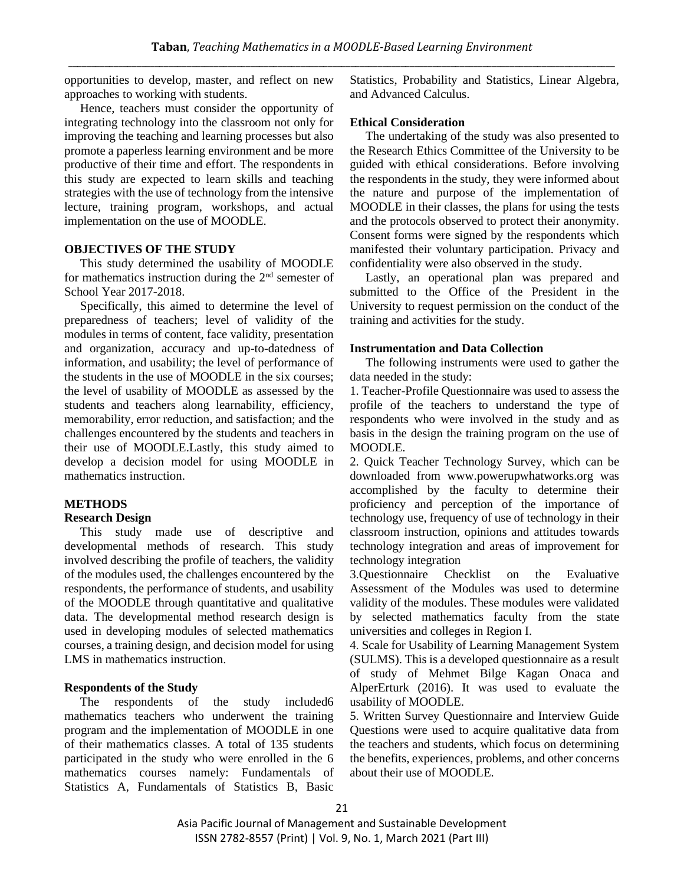opportunities to develop, master, and reflect on new approaches to working with students.

Hence, teachers must consider the opportunity of integrating technology into the classroom not only for improving the teaching and learning processes but also promote a paperless learning environment and be more productive of their time and effort. The respondents in this study are expected to learn skills and teaching strategies with the use of technology from the intensive lecture, training program, workshops, and actual implementation on the use of MOODLE.

## OBJECTIVES OF THE STUDY

This study determined the usability of MOODLE for mathematics instruction during the 2nd semester of School Year 2017-2018.

Specifically, this aimed to determine the level of preparedness of teachers; level of validity of the modules in terms of content, face validity, presentation and organization, accuracy and up-to-datedness of information, and usability; the level of performance of the students in the use of MOODLE in the six courses; the level of usability of MOODLE as assessed by the students and teachers along learnability, efficiency, memorability, error reduction, and satisfaction; and the challenges encountered by the students and teachers in their use of MOODLE.Lastly, this study aimed to develop a decision model for using MOODLE in mathematics instruction.

## METHODS

### Research Design

This study made use of descriptive and developmental methods of research. This study involved describing the profile of teachers, the validity of the modules used, the challenges encountered by the respondents, the performance of students, and usability of the MOODLE through quantitative and qualitative data. The developmental method research design is used in developing modules of selected mathematics courses, a training design, and decision model for using LMS in mathematics instruction.

### Respondents of the Study

The respondents of the study included6 mathematics teachers who underwent the training program and the implementation of MOODLE in one of their mathematics classes. A total of 135 students participated in the study who were enrolled in the 6 mathematics courses namely: Fundamentals of Statistics A, Fundamentals of Statistics B, Basic Statistics, Probability and Statistics, Linear Algebra, and Advanced Calculus.

### Ethical Consideration

The undertaking of the study was also presented to the Research Ethics Committee of the University to be guided with ethical considerations. Before involving the respondents in the study, they were informed about the nature and purpose of the implementation of MOODLE in their classes, the plans for using the tests and the protocols observed to protect their anonymity. Consent forms were signed by the respondents which manifested their voluntary participation. Privacy and confidentiality were also observed in the study.

Lastly, an operational plan was prepared and submitted to the Office of the President in the University to request permission on the conduct of the training and activities for the study.

### Instrumentation and Data Collection

The following instruments were used to gather the data needed in the study:

1. Teacher-Profile Questionnaire was used to assess the profile of the teachers to understand the type of respondents who were involved in the study and as basis in the design the training program on the use of MOODLE.
2. Quick Teacher Technology Survey, which can be downloaded from www.powerupwhatworks.org was accomplished by the faculty to determine their proficiency and perception of the importance of technology use, frequency of use of technology in their classroom instruction, opinions and attitudes towards technology integration and areas of improvement for technology integration
3. Questionnaire Checklist on the Evaluative Assessment of the Modules was used to determine validity of the modules. These modules were validated by selected mathematics faculty from the state universities and colleges in Region I.
4. Scale for Usability of Learning Management System (SULMS). This is a developed questionnaire as a result of study of Mehmet Bilge Kagan Onaca and AlperErturk (2016). It was used to evaluate the usability of MOODLE.
5. Written Survey Questionnaire and Interview Guide Questions were used to acquire qualitative data from the teachers and students, which focus on determining the benefits, experiences, problems, and other concerns about their use of MOODLE.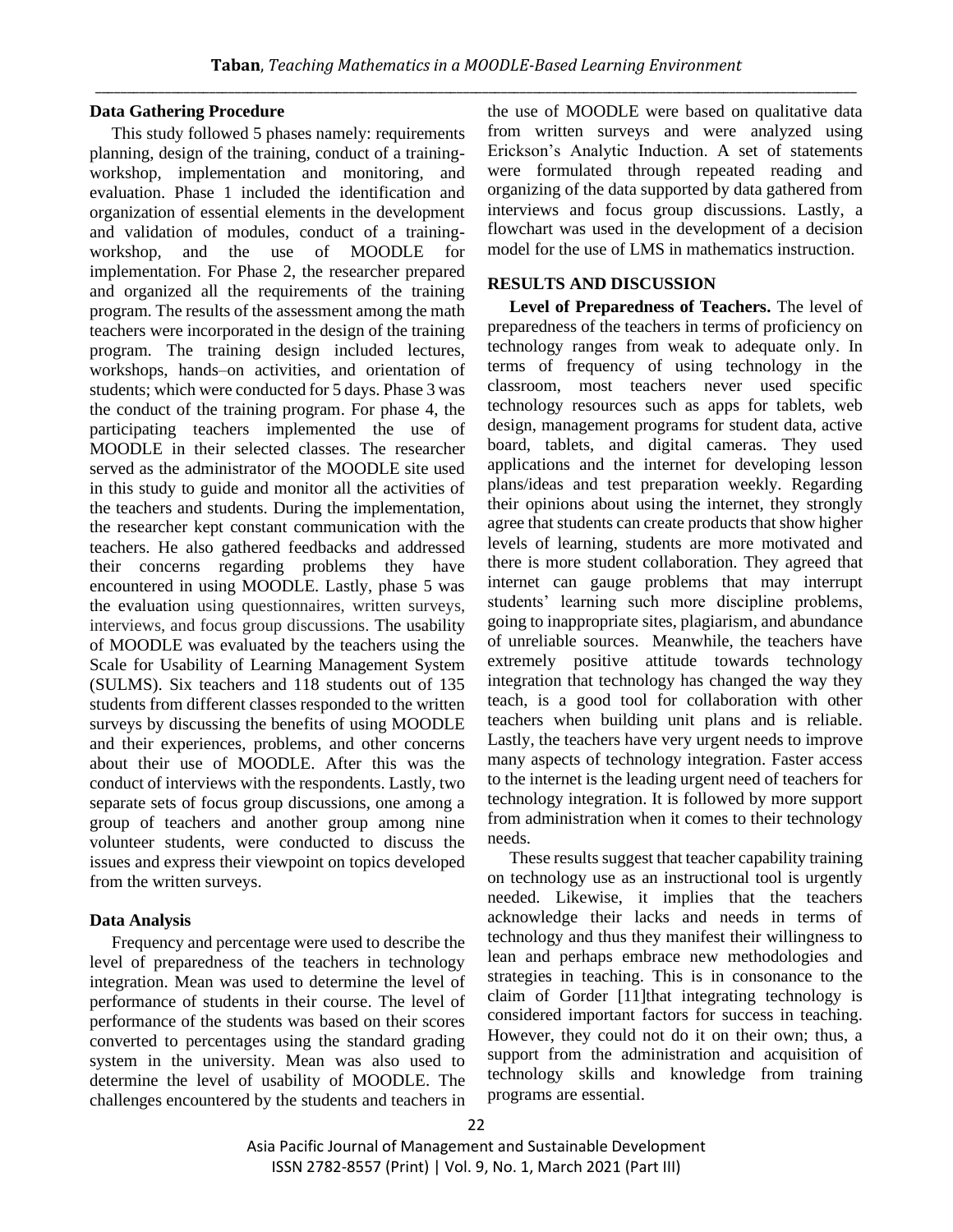### Data Gathering Procedure

This study followed 5 phases namely: requirements planning, design of the training, conduct of a training-workshop, implementation and monitoring, and evaluation. Phase 1 included the identification and organization of essential elements in the development and validation of modules, conduct of a training-workshop, and the use of MOODLE for implementation. For Phase 2, the researcher prepared and organized all the requirements of the training program. The results of the assessment among the math teachers were incorporated in the design of the training program. The training design included lectures, workshops, hands–on activities, and orientation of students; which were conducted for 5 days. Phase 3 was the conduct of the training program. For phase 4, the participating teachers implemented the use of MOODLE in their selected classes. The researcher served as the administrator of the MOODLE site used in this study to guide and monitor all the activities of the teachers and students. During the implementation, the researcher kept constant communication with the teachers. He also gathered feedbacks and addressed their concerns regarding problems they have encountered in using MOODLE. Lastly, phase 5 was the evaluation using questionnaires, written surveys, interviews, and focus group discussions. The usability of MOODLE was evaluated by the teachers using the Scale for Usability of Learning Management System (SULMS). Six teachers and 118 students out of 135 students from different classes responded to the written surveys by discussing the benefits of using MOODLE and their experiences, problems, and other concerns about their use of MOODLE. After this was the conduct of interviews with the respondents. Lastly, two separate sets of focus group discussions, one among a group of teachers and another group among nine volunteer students, were conducted to discuss the issues and express their viewpoint on topics developed from the written surveys.

### Data Analysis

Frequency and percentage were used to describe the level of preparedness of the teachers in technology integration. Mean was used to determine the level of performance of students in their course. The level of performance of the students was based on their scores converted to percentages using the standard grading system in the university. Mean was also used to determine the level of usability of MOODLE. The challenges encountered by the students and teachers in the use of MOODLE were based on qualitative data from written surveys and were analyzed using Erickson's Analytic Induction. A set of statements were formulated through repeated reading and organizing of the data supported by data gathered from interviews and focus group discussions. Lastly, a flowchart was used in the development of a decision model for the use of LMS in mathematics instruction.

## RESULTS AND DISCUSSION

**Level of Preparedness of Teachers.** The level of preparedness of the teachers in terms of proficiency on technology ranges from weak to adequate only. In terms of frequency of using technology in the classroom, most teachers never used specific technology resources such as apps for tablets, web design, management programs for student data, active board, tablets, and digital cameras. They used applications and the internet for developing lesson plans/ideas and test preparation weekly. Regarding their opinions about using the internet, they strongly agree that students can create products that show higher levels of learning, students are more motivated and there is more student collaboration. They agreed that internet can gauge problems that may interrupt students' learning such more discipline problems, going to inappropriate sites, plagiarism, and abundance of unreliable sources. Meanwhile, the teachers have extremely positive attitude towards technology integration that technology has changed the way they teach, is a good tool for collaboration with other teachers when building unit plans and is reliable. Lastly, the teachers have very urgent needs to improve many aspects of technology integration. Faster access to the internet is the leading urgent need of teachers for technology integration. It is followed by more support from administration when it comes to their technology needs.

These results suggest that teacher capability training on technology use as an instructional tool is urgently needed. Likewise, it implies that the teachers acknowledge their lacks and needs in terms of technology and thus they manifest their willingness to lean and perhaps embrace new methodologies and strategies in teaching. This is in consonance to the claim of Gorder [11]that integrating technology is considered important factors for success in teaching. However, they could not do it on their own; thus, a support from the administration and acquisition of technology skills and knowledge from training programs are essential.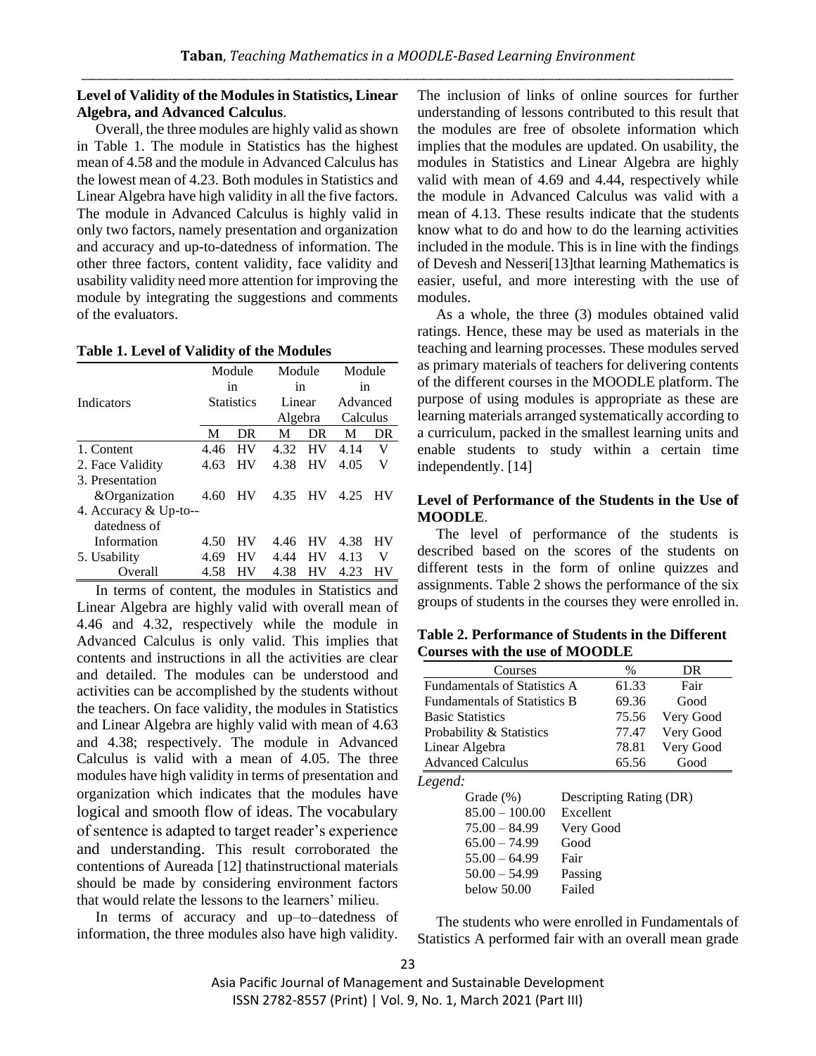**Level of Validity of the Modules in Statistics, Linear Algebra, and Advanced Calculus**.

Overall, the three modules are highly valid as shown in Table 1. The module in Statistics has the highest mean of 4.58 and the module in Advanced Calculus has the lowest mean of 4.23. Both modules in Statistics and Linear Algebra have high validity in all the five factors. The module in Advanced Calculus is highly valid in only two factors, namely presentation and organization and accuracy and up-to-datedness of information. The other three factors, content validity, face validity and usability validity need more attention for improving the module by integrating the suggestions and comments of the evaluators.

**Table 1. Level of Validity of the Modules**

| Indicators | Module in Statistics | | Module in Linear Algebra | | Module in Advanced Calculus | |
|---|---|---|---|---|---|---|
| | M | DR | M | DR | M | DR |
| 1. Content | 4.46 | HV | 4.32 | HV | 4.14 | V |
| 2. Face Validity | 4.63 | HV | 4.38 | HV | 4.05 | V |
| 3. Presentation &Organization | 4.60 | HV | 4.35 | HV | 4.25 | HV |
| 4. Accuracy & Up-to--datedness of Information | 4.50 | HV | 4.46 | HV | 4.38 | HV |
| 5. Usability | 4.69 | HV | 4.44 | HV | 4.13 | V |
| Overall | 4.58 | HV | 4.38 | HV | 4.23 | HV |

In terms of content, the modules in Statistics and Linear Algebra are highly valid with overall mean of 4.46 and 4.32, respectively while the module in Advanced Calculus is only valid. This implies that contents and instructions in all the activities are clear and detailed. The modules can be understood and activities can be accomplished by the students without the teachers. On face validity, the modules in Statistics and Linear Algebra are highly valid with mean of 4.63 and 4.38; respectively. The module in Advanced Calculus is valid with a mean of 4.05. The three modules have high validity in terms of presentation and organization which indicates that the modules have logical and smooth flow of ideas. The vocabulary of sentence is adapted to target reader's experience and understanding. This result corroborated the contentions of Aureada [12] thatinstructional materials should be made by considering environment factors that would relate the lessons to the learners' milieu.

In terms of accuracy and up–to–datedness of information, the three modules also have high validity. The inclusion of links of online sources for further understanding of lessons contributed to this result that the modules are free of obsolete information which implies that the modules are updated. On usability, the modules in Statistics and Linear Algebra are highly valid with mean of 4.69 and 4.44, respectively while the module in Advanced Calculus was valid with a mean of 4.13. These results indicate that the students know what to do and how to do the learning activities included in the module. This is in line with the findings of Devesh and Nesseri[13]that learning Mathematics is easier, useful, and more interesting with the use of modules.

As a whole, the three (3) modules obtained valid ratings. Hence, these may be used as materials in the teaching and learning processes. These modules served as primary materials of teachers for delivering contents of the different courses in the MOODLE platform. The purpose of using modules is appropriate as these are learning materials arranged systematically according to a curriculum, packed in the smallest learning units and enable students to study within a certain time independently. [14]

**Level of Performance of the Students in the Use of MOODLE**.

The level of performance of the students is described based on the scores of the students on different tests in the form of online quizzes and assignments. Table 2 shows the performance of the six groups of students in the courses they were enrolled in.

**Table 2. Performance of Students in the Different Courses with the use of MOODLE**

| Courses | % | DR |
|---|---|---|
| Fundamentals of Statistics A | 61.33 | Fair |
| Fundamentals of Statistics B | 69.36 | Good |
| Basic Statistics | 75.56 | Very Good |
| Probability & Statistics | 77.47 | Very Good |
| Linear Algebra | 78.81 | Very Good |
| Advanced Calculus | 65.56 | Good |

*Legend:*

| Grade (%) | Descripting Rating (DR) |
|---|---|
| 85.00 – 100.00 | Excellent |
| 75.00 – 84.99 | Very Good |
| 65.00 – 74.99 | Good |
| 55.00 – 64.99 | Fair |
| 50.00 – 54.99 | Passing |
| below 50.00 | Failed |

The students who were enrolled in Fundamentals of Statistics A performed fair with an overall mean grade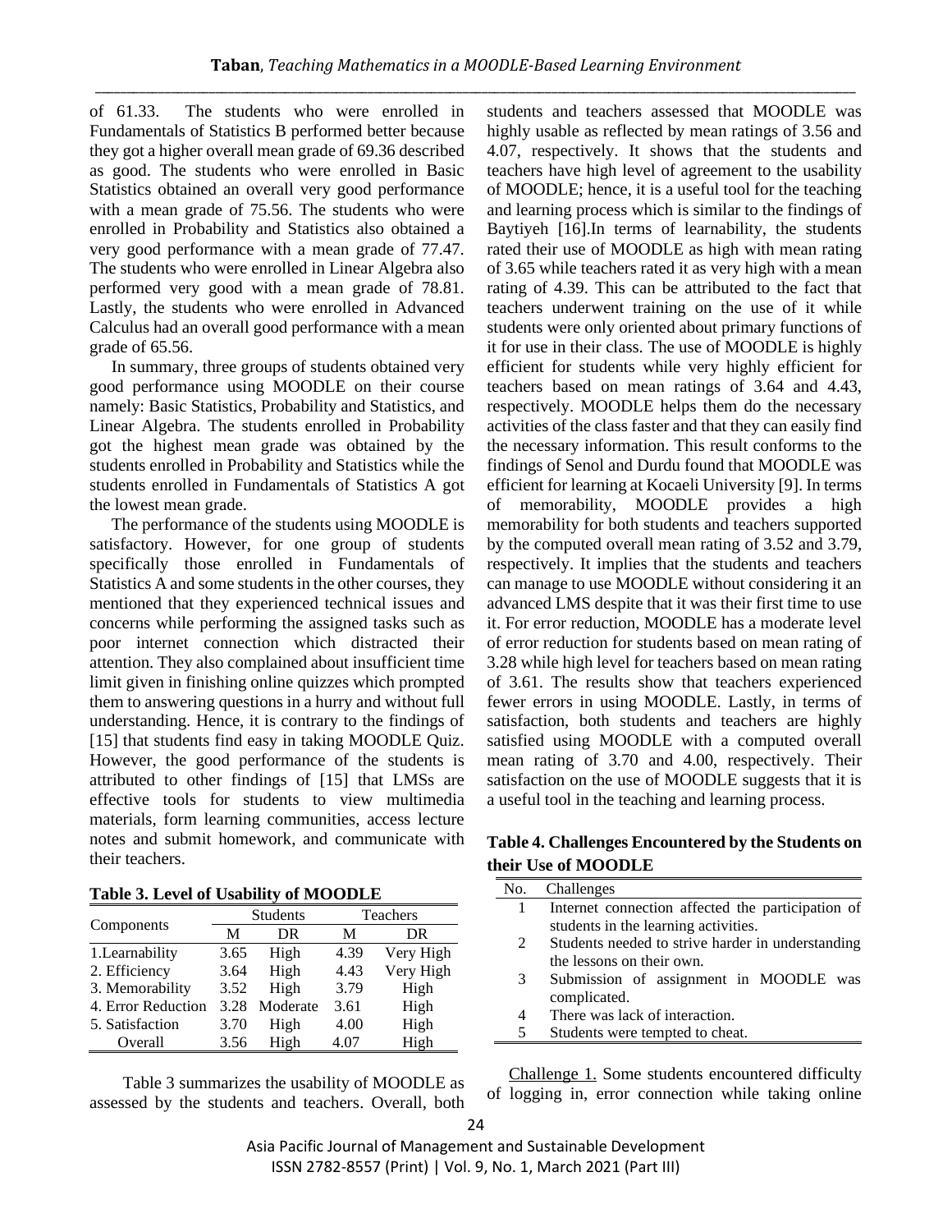of 61.33. The students who were enrolled in Fundamentals of Statistics B performed better because they got a higher overall mean grade of 69.36 described as good. The students who were enrolled in Basic Statistics obtained an overall very good performance with a mean grade of 75.56. The students who were enrolled in Probability and Statistics also obtained a very good performance with a mean grade of 77.47. The students who were enrolled in Linear Algebra also performed very good with a mean grade of 78.81. Lastly, the students who were enrolled in Advanced Calculus had an overall good performance with a mean grade of 65.56.

In summary, three groups of students obtained very good performance using MOODLE on their course namely: Basic Statistics, Probability and Statistics, and Linear Algebra. The students enrolled in Probability got the highest mean grade was obtained by the students enrolled in Probability and Statistics while the students enrolled in Fundamentals of Statistics A got the lowest mean grade.

The performance of the students using MOODLE is satisfactory. However, for one group of students specifically those enrolled in Fundamentals of Statistics A and some students in the other courses, they mentioned that they experienced technical issues and concerns while performing the assigned tasks such as poor internet connection which distracted their attention. They also complained about insufficient time limit given in finishing online quizzes which prompted them to answering questions in a hurry and without full understanding. Hence, it is contrary to the findings of [15] that students find easy in taking MOODLE Quiz. However, the good performance of the students is attributed to other findings of [15] that LMSs are effective tools for students to view multimedia materials, form learning communities, access lecture notes and submit homework, and communicate with their teachers.

**Table 3. Level of Usability of MOODLE**

| Components | Students | | Teachers | |
|---|---|---|---|---|
| | M | DR | M | DR |
| 1.Learnability | 3.65 | High | 4.39 | Very High |
| 2. Efficiency | 3.64 | High | 4.43 | Very High |
| 3. Memorability | 3.52 | High | 3.79 | High |
| 4. Error Reduction | 3.28 | Moderate | 3.61 | High |
| 5. Satisfaction | 3.70 | High | 4.00 | High |
| Overall | 3.56 | High | 4.07 | High |

Table 3 summarizes the usability of MOODLE as assessed by the students and teachers. Overall, both students and teachers assessed that MOODLE was highly usable as reflected by mean ratings of 3.56 and 4.07, respectively. It shows that the students and teachers have high level of agreement to the usability of MOODLE; hence, it is a useful tool for the teaching and learning process which is similar to the findings of Baytiyeh [16].In terms of learnability, the students rated their use of MOODLE as high with mean rating of 3.65 while teachers rated it as very high with a mean rating of 4.39. This can be attributed to the fact that teachers underwent training on the use of it while students were only oriented about primary functions of it for use in their class. The use of MOODLE is highly efficient for students while very highly efficient for teachers based on mean ratings of 3.64 and 4.43, respectively. MOODLE helps them do the necessary activities of the class faster and that they can easily find the necessary information. This result conforms to the findings of Senol and Durdu found that MOODLE was efficient for learning at Kocaeli University [9]. In terms of memorability, MOODLE provides a high memorability for both students and teachers supported by the computed overall mean rating of 3.52 and 3.79, respectively. It implies that the students and teachers can manage to use MOODLE without considering it an advanced LMS despite that it was their first time to use it. For error reduction, MOODLE has a moderate level of error reduction for students based on mean rating of 3.28 while high level for teachers based on mean rating of 3.61. The results show that teachers experienced fewer errors in using MOODLE. Lastly, in terms of satisfaction, both students and teachers are highly satisfied using MOODLE with a computed overall mean rating of 3.70 and 4.00, respectively. Their satisfaction on the use of MOODLE suggests that it is a useful tool in the teaching and learning process.

**Table 4. Challenges Encountered by the Students on their Use of MOODLE**

| No. | Challenges |
|---|---|
| 1 | Internet connection affected the participation of students in the learning activities. |
| 2 | Students needed to strive harder in understanding the lessons on their own. |
| 3 | Submission of assignment in MOODLE was complicated. |
| 4 | There was lack of interaction. |
| 5 | Students were tempted to cheat. |

Challenge 1. Some students encountered difficulty of logging in, error connection while taking online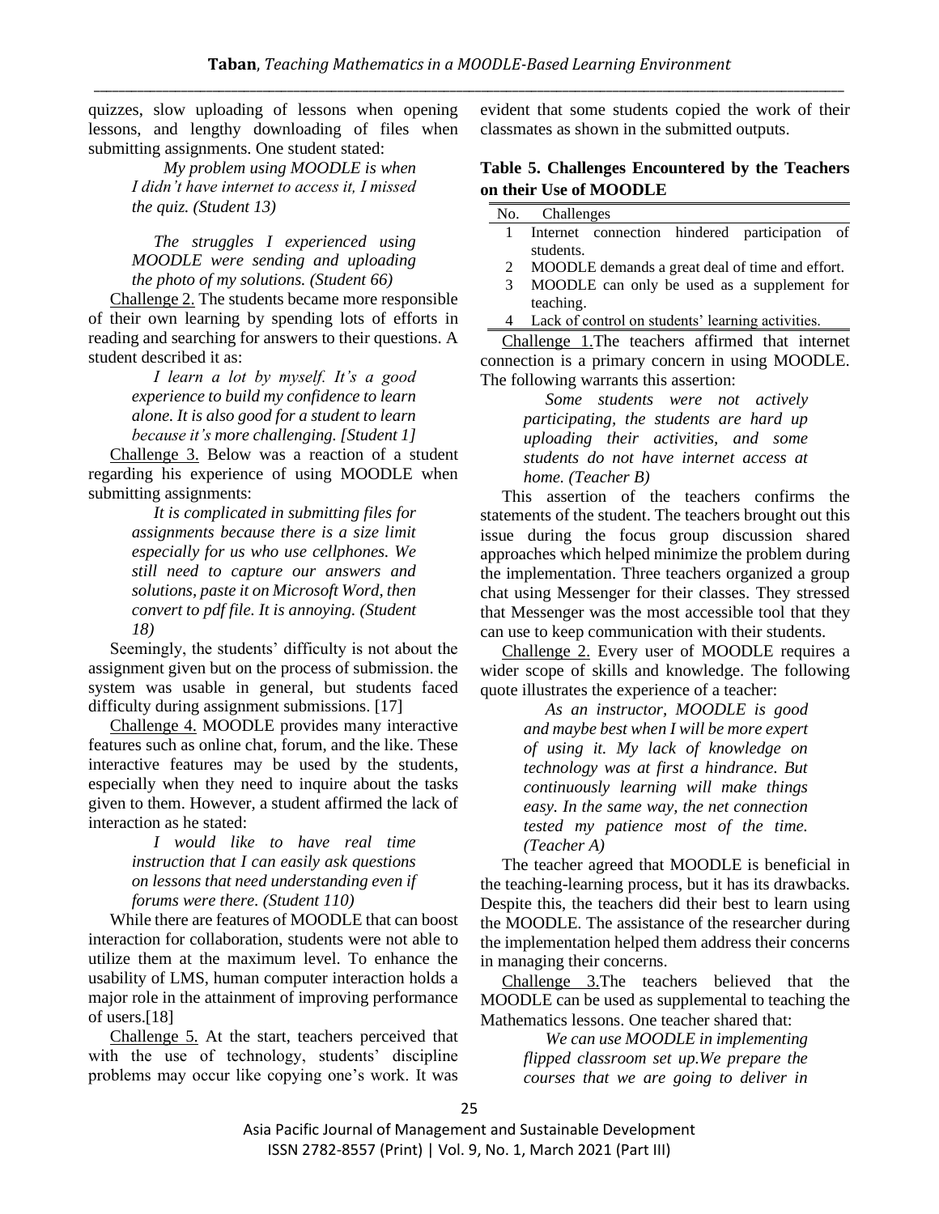quizzes, slow uploading of lessons when opening lessons, and lengthy downloading of files when submitting assignments. One student stated:

> *My problem using MOODLE is when I didn't have internet to access it, I missed the quiz. (Student 13)*

> *The struggles I experienced using MOODLE were sending and uploading the photo of my solutions. (Student 66)*

Challenge 2. The students became more responsible of their own learning by spending lots of efforts in reading and searching for answers to their questions. A student described it as:

> *I learn a lot by myself. It's a good experience to build my confidence to learn alone. It is also good for a student to learn because it's more challenging. [Student 1]*

Challenge 3. Below was a reaction of a student regarding his experience of using MOODLE when submitting assignments:

> *It is complicated in submitting files for assignments because there is a size limit especially for us who use cellphones. We still need to capture our answers and solutions, paste it on Microsoft Word, then convert to pdf file. It is annoying. (Student 18)*

Seemingly, the students' difficulty is not about the assignment given but on the process of submission. the system was usable in general, but students faced difficulty during assignment submissions. [17]

Challenge 4. MOODLE provides many interactive features such as online chat, forum, and the like. These interactive features may be used by the students, especially when they need to inquire about the tasks given to them. However, a student affirmed the lack of interaction as he stated:

> *I would like to have real time instruction that I can easily ask questions on lessons that need understanding even if forums were there. (Student 110)*

While there are features of MOODLE that can boost interaction for collaboration, students were not able to utilize them at the maximum level. To enhance the usability of LMS, human computer interaction holds a major role in the attainment of improving performance of users.[18]

Challenge 5. At the start, teachers perceived that with the use of technology, students' discipline problems may occur like copying one's work. It was evident that some students copied the work of their classmates as shown in the submitted outputs.

**Table 5. Challenges Encountered by the Teachers on their Use of MOODLE**

| No. | Challenges |
|---|---|
| 1 | Internet connection hindered participation of students. |
| 2 | MOODLE demands a great deal of time and effort. |
| 3 | MOODLE can only be used as a supplement for teaching. |
| 4 | Lack of control on students' learning activities. |

Challenge 1.The teachers affirmed that internet connection is a primary concern in using MOODLE. The following warrants this assertion:

> *Some students were not actively participating, the students are hard up uploading their activities, and some students do not have internet access at home. (Teacher B)*

This assertion of the teachers confirms the statements of the student. The teachers brought out this issue during the focus group discussion shared approaches which helped minimize the problem during the implementation. Three teachers organized a group chat using Messenger for their classes. They stressed that Messenger was the most accessible tool that they can use to keep communication with their students.

Challenge 2. Every user of MOODLE requires a wider scope of skills and knowledge. The following quote illustrates the experience of a teacher:

> *As an instructor, MOODLE is good and maybe best when I will be more expert of using it. My lack of knowledge on technology was at first a hindrance. But continuously learning will make things easy. In the same way, the net connection tested my patience most of the time. (Teacher A)*

The teacher agreed that MOODLE is beneficial in the teaching-learning process, but it has its drawbacks. Despite this, the teachers did their best to learn using the MOODLE. The assistance of the researcher during the implementation helped them address their concerns in managing their concerns.

Challenge 3.The teachers believed that the MOODLE can be used as supplemental to teaching the Mathematics lessons. One teacher shared that:

> *We can use MOODLE in implementing flipped classroom set up.We prepare the courses that we are going to deliver in*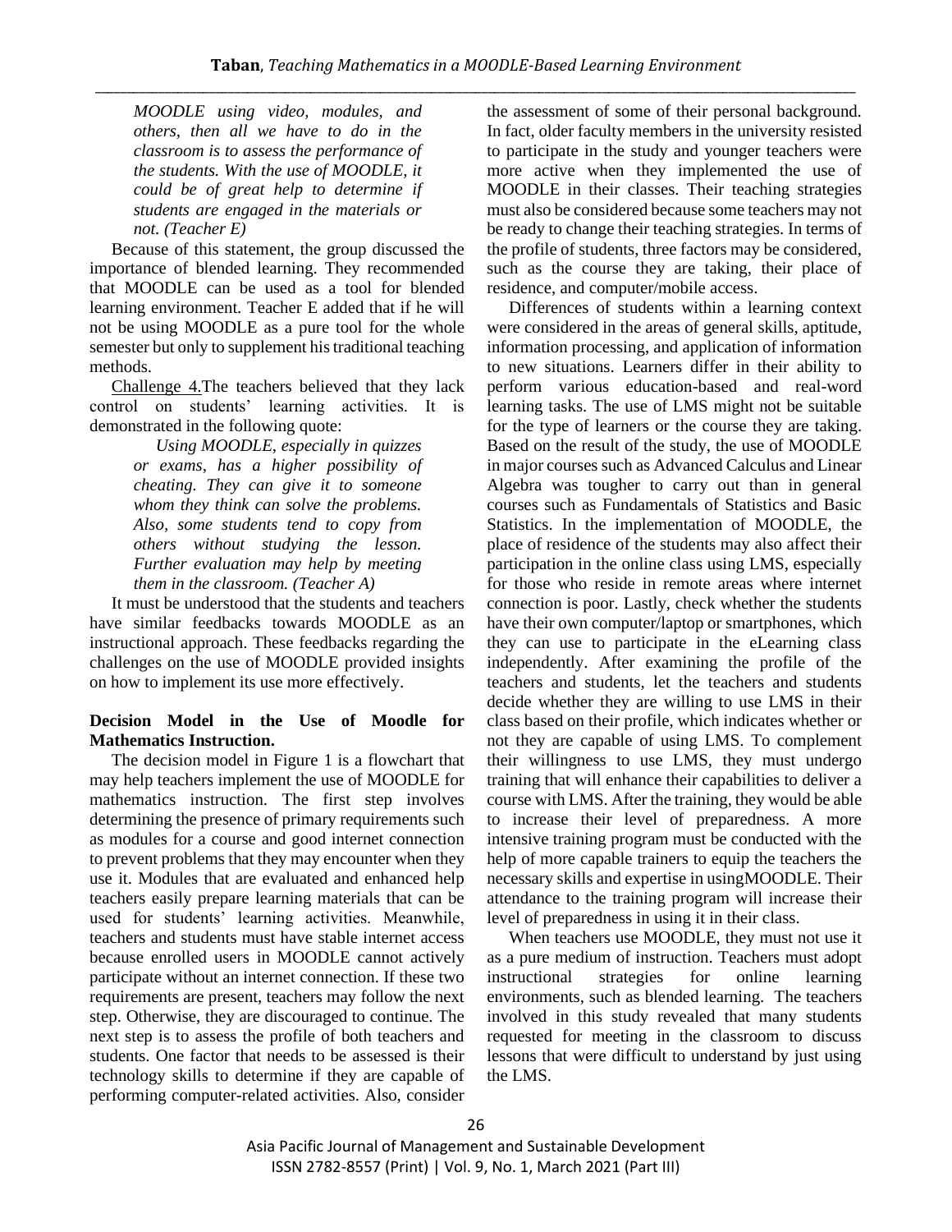*MOODLE using video, modules, and others, then all we have to do in the classroom is to assess the performance of the students. With the use of MOODLE, it could be of great help to determine if students are engaged in the materials or not. (Teacher E)*

Because of this statement, the group discussed the importance of blended learning. They recommended that MOODLE can be used as a tool for blended learning environment. Teacher E added that if he will not be using MOODLE as a pure tool for the whole semester but only to supplement his traditional teaching methods.

Challenge 4.The teachers believed that they lack control on students' learning activities. It is demonstrated in the following quote:

*Using MOODLE, especially in quizzes or exams, has a higher possibility of cheating. They can give it to someone whom they think can solve the problems. Also, some students tend to copy from others without studying the lesson. Further evaluation may help by meeting them in the classroom. (Teacher A)*

It must be understood that the students and teachers have similar feedbacks towards MOODLE as an instructional approach. These feedbacks regarding the challenges on the use of MOODLE provided insights on how to implement its use more effectively.

**Decision Model in the Use of Moodle for Mathematics Instruction.**

The decision model in Figure 1 is a flowchart that may help teachers implement the use of MOODLE for mathematics instruction. The first step involves determining the presence of primary requirements such as modules for a course and good internet connection to prevent problems that they may encounter when they use it. Modules that are evaluated and enhanced help teachers easily prepare learning materials that can be used for students' learning activities. Meanwhile, teachers and students must have stable internet access because enrolled users in MOODLE cannot actively participate without an internet connection. If these two requirements are present, teachers may follow the next step. Otherwise, they are discouraged to continue. The next step is to assess the profile of both teachers and students. One factor that needs to be assessed is their technology skills to determine if they are capable of performing computer-related activities. Also, consider the assessment of some of their personal background. In fact, older faculty members in the university resisted to participate in the study and younger teachers were more active when they implemented the use of MOODLE in their classes. Their teaching strategies must also be considered because some teachers may not be ready to change their teaching strategies. In terms of the profile of students, three factors may be considered, such as the course they are taking, their place of residence, and computer/mobile access.

Differences of students within a learning context were considered in the areas of general skills, aptitude, information processing, and application of information to new situations. Learners differ in their ability to perform various education-based and real-word learning tasks. The use of LMS might not be suitable for the type of learners or the course they are taking. Based on the result of the study, the use of MOODLE in major courses such as Advanced Calculus and Linear Algebra was tougher to carry out than in general courses such as Fundamentals of Statistics and Basic Statistics. In the implementation of MOODLE, the place of residence of the students may also affect their participation in the online class using LMS, especially for those who reside in remote areas where internet connection is poor. Lastly, check whether the students have their own computer/laptop or smartphones, which they can use to participate in the eLearning class independently. After examining the profile of the teachers and students, let the teachers and students decide whether they are willing to use LMS in their class based on their profile, which indicates whether or not they are capable of using LMS. To complement their willingness to use LMS, they must undergo training that will enhance their capabilities to deliver a course with LMS. After the training, they would be able to increase their level of preparedness. A more intensive training program must be conducted with the help of more capable trainers to equip the teachers the necessary skills and expertise in usingMOODLE. Their attendance to the training program will increase their level of preparedness in using it in their class.

When teachers use MOODLE, they must not use it as a pure medium of instruction. Teachers must adopt instructional strategies for online learning environments, such as blended learning. The teachers involved in this study revealed that many students requested for meeting in the classroom to discuss lessons that were difficult to understand by just using the LMS.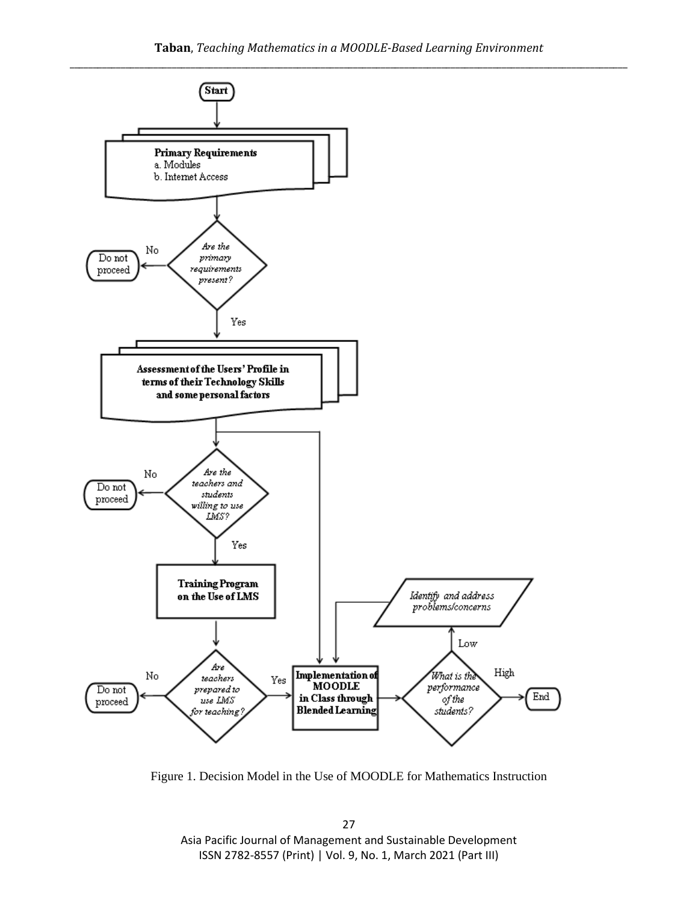Start

**Primary Requirements**
a. Modules
b. Internet Access

*Are the primary requirements present?* — No → Do not proceed; Yes ↓

**Assessment of the Users' Profile in terms of their Technology Skills and some personal factors**

*Are the teachers and students willing to use LMS?* — No → Do not proceed; Yes ↓

**Training Program on the Use of LMS**

*Are teachers prepared to use LMS for teaching?* — No → Do not proceed; Yes →

**Implementation of MOODLE in Class through Blended Learning**

*What is the performance of the students?* — High → End; Low →

*Identify and address problems/concerns*

Figure 1. Decision Model in the Use of MOODLE for Mathematics Instruction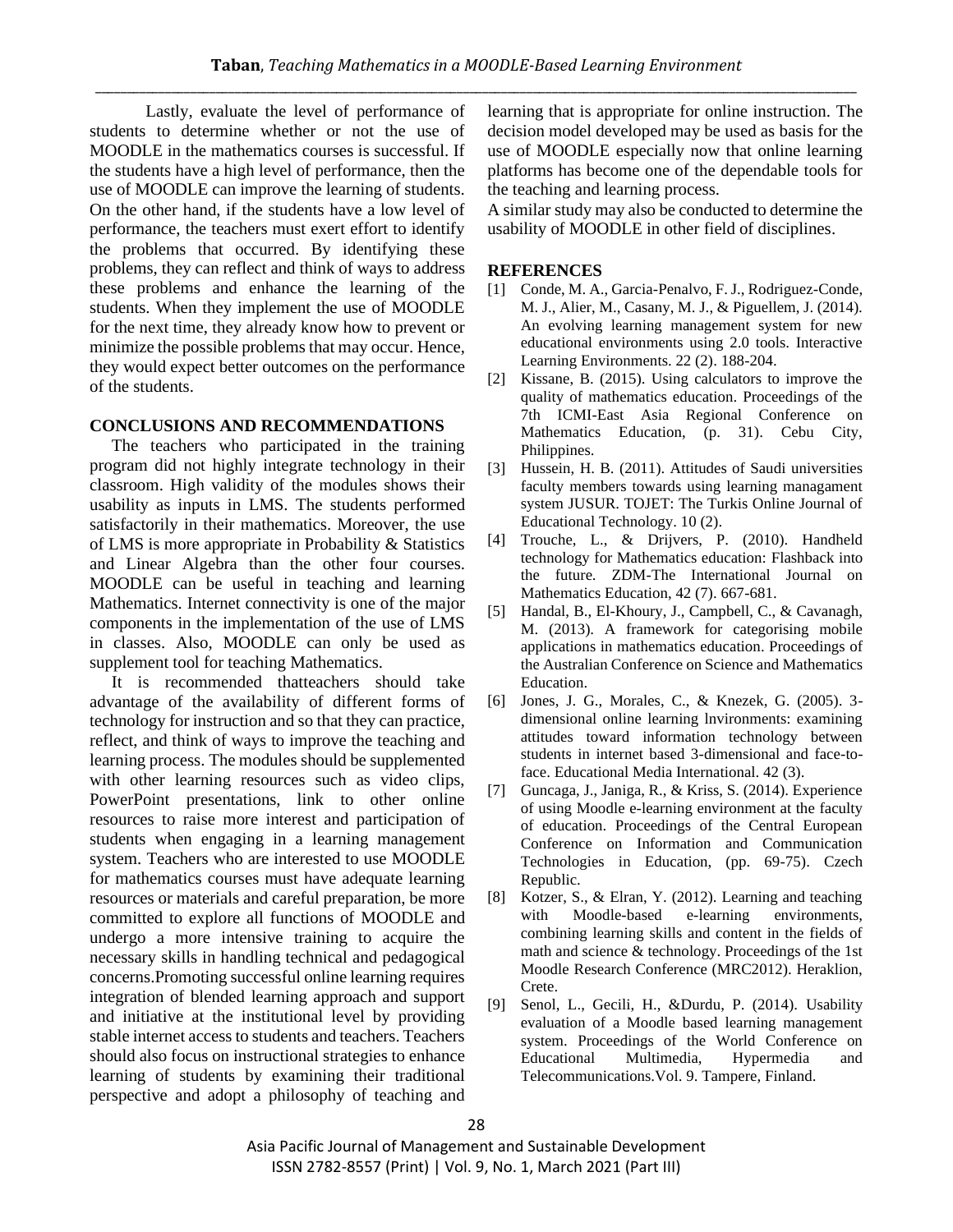Lastly, evaluate the level of performance of students to determine whether or not the use of MOODLE in the mathematics courses is successful. If the students have a high level of performance, then the use of MOODLE can improve the learning of students. On the other hand, if the students have a low level of performance, the teachers must exert effort to identify the problems that occurred. By identifying these problems, they can reflect and think of ways to address these problems and enhance the learning of the students. When they implement the use of MOODLE for the next time, they already know how to prevent or minimize the possible problems that may occur. Hence, they would expect better outcomes on the performance of the students.

## CONCLUSIONS AND RECOMMENDATIONS

The teachers who participated in the training program did not highly integrate technology in their classroom. High validity of the modules shows their usability as inputs in LMS. The students performed satisfactorily in their mathematics. Moreover, the use of LMS is more appropriate in Probability & Statistics and Linear Algebra than the other four courses. MOODLE can be useful in teaching and learning Mathematics. Internet connectivity is one of the major components in the implementation of the use of LMS in classes. Also, MOODLE can only be used as supplement tool for teaching Mathematics.

It is recommended thatteachers should take advantage of the availability of different forms of technology for instruction and so that they can practice, reflect, and think of ways to improve the teaching and learning process. The modules should be supplemented with other learning resources such as video clips, PowerPoint presentations, link to other online resources to raise more interest and participation of students when engaging in a learning management system. Teachers who are interested to use MOODLE for mathematics courses must have adequate learning resources or materials and careful preparation, be more committed to explore all functions of MOODLE and undergo a more intensive training to acquire the necessary skills in handling technical and pedagogical concerns.Promoting successful online learning requires integration of blended learning approach and support and initiative at the institutional level by providing stable internet access to students and teachers. Teachers should also focus on instructional strategies to enhance learning of students by examining their traditional perspective and adopt a philosophy of teaching and learning that is appropriate for online instruction. The decision model developed may be used as basis for the use of MOODLE especially now that online learning platforms has become one of the dependable tools for the teaching and learning process.

A similar study may also be conducted to determine the usability of MOODLE in other field of disciplines.

## REFERENCES

[1] Conde, M. A., Garcia-Penalvo, F. J., Rodriguez-Conde, M. J., Alier, M., Casany, M. J., & Piguellem, J. (2014). An evolving learning management system for new educational environments using 2.0 tools. Interactive Learning Environments. 22 (2). 188-204.

[2] Kissane, B. (2015). Using calculators to improve the quality of mathematics education. Proceedings of the 7th ICMI-East Asia Regional Conference on Mathematics Education, (p. 31). Cebu City, Philippines.

[3] Hussein, H. B. (2011). Attitudes of Saudi universities faculty members towards using learning managament system JUSUR. TOJET: The Turkis Online Journal of Educational Technology. 10 (2).

[4] Trouche, L., & Drijvers, P. (2010). Handheld technology for Mathematics education: Flashback into the future. ZDM-The International Journal on Mathematics Education, 42 (7). 667-681.

[5] Handal, B., El-Khoury, J., Campbell, C., & Cavanagh, M. (2013). A framework for categorising mobile applications in mathematics education. Proceedings of the Australian Conference on Science and Mathematics Education.

[6] Jones, J. G., Morales, C., & Knezek, G. (2005). 3-dimensional online learning lnvironments: examining attitudes toward information technology between students in internet based 3-dimensional and face-to-face. Educational Media International. 42 (3).

[7] Guncaga, J., Janiga, R., & Kriss, S. (2014). Experience of using Moodle e-learning environment at the faculty of education. Proceedings of the Central European Conference on Information and Communication Technologies in Education, (pp. 69-75). Czech Republic.

[8] Kotzer, S., & Elran, Y. (2012). Learning and teaching with Moodle-based e-learning environments, combining learning skills and content in the fields of math and science & technology. Proceedings of the 1st Moodle Research Conference (MRC2012). Heraklion, Crete.

[9] Senol, L., Gecili, H., &Durdu, P. (2014). Usability evaluation of a Moodle based learning management system. Proceedings of the World Conference on Educational Multimedia, Hypermedia and Telecommunications.Vol. 9. Tampere, Finland.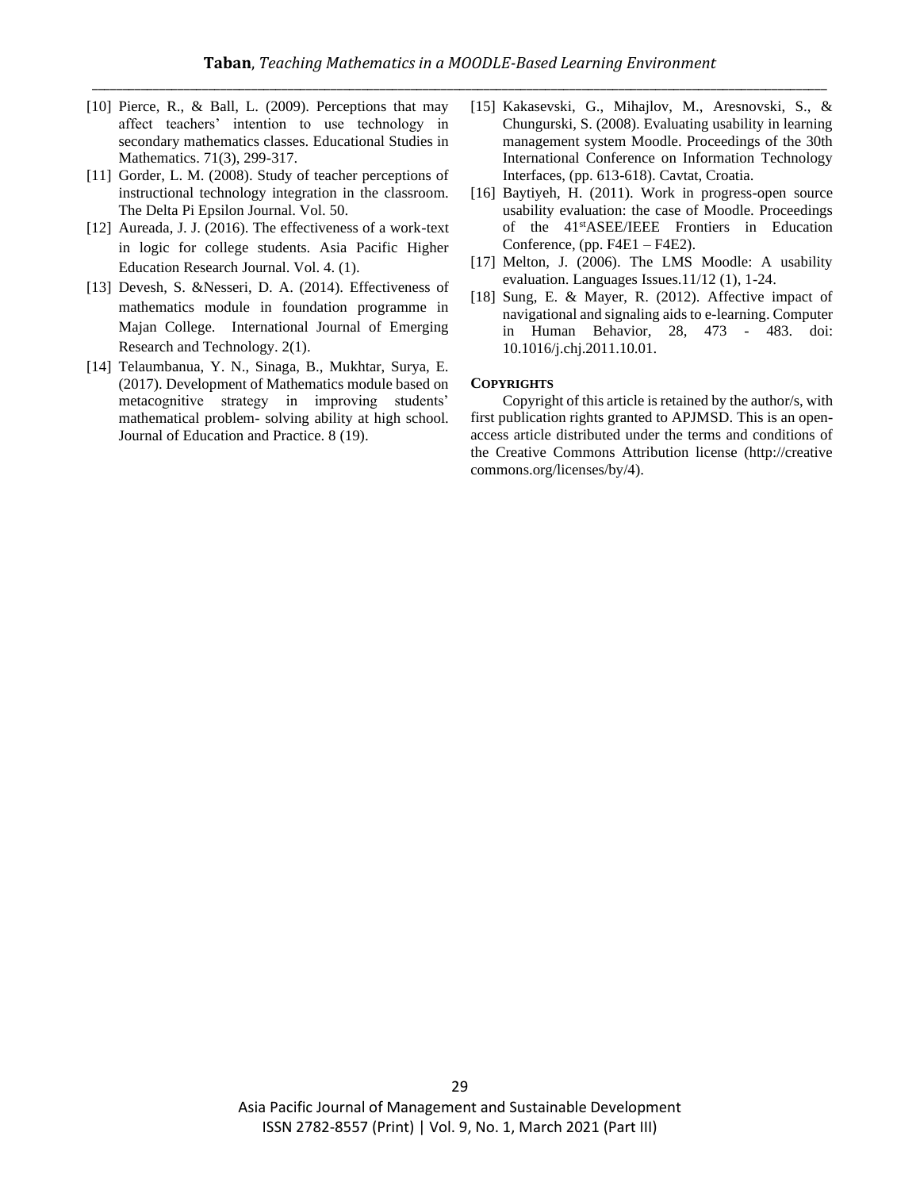[10] Pierce, R., & Ball, L. (2009). Perceptions that may affect teachers' intention to use technology in secondary mathematics classes. Educational Studies in Mathematics. 71(3), 299-317.

[11] Gorder, L. M. (2008). Study of teacher perceptions of instructional technology integration in the classroom. The Delta Pi Epsilon Journal. Vol. 50.

[12] Aureada, J. J. (2016). The effectiveness of a work-text in logic for college students. Asia Pacific Higher Education Research Journal. Vol. 4. (1).

[13] Devesh, S. &Nesseri, D. A. (2014). Effectiveness of mathematics module in foundation programme in Majan College. International Journal of Emerging Research and Technology. 2(1).

[14] Telaumbanua, Y. N., Sinaga, B., Mukhtar, Surya, E. (2017). Development of Mathematics module based on metacognitive strategy in improving students' mathematical problem- solving ability at high school. Journal of Education and Practice. 8 (19).

[15] Kakasevski, G., Mihajlov, M., Aresnovski, S., & Chungurski, S. (2008). Evaluating usability in learning management system Moodle. Proceedings of the 30th International Conference on Information Technology Interfaces, (pp. 613-618). Cavtat, Croatia.

[16] Baytiyeh, H. (2011). Work in progress-open source usability evaluation: the case of Moodle. Proceedings of the 41stASEE/IEEE Frontiers in Education Conference, (pp. F4E1 – F4E2).

[17] Melton, J. (2006). The LMS Moodle: A usability evaluation. Languages Issues.11/12 (1), 1-24.

[18] Sung, E. & Mayer, R. (2012). Affective impact of navigational and signaling aids to e-learning. Computer in Human Behavior, 28, 473 - 483. doi: 10.1016/j.chj.2011.10.01.

**COPYRIGHTS**

Copyright of this article is retained by the author/s, with first publication rights granted to APJMSD. This is an open-access article distributed under the terms and conditions of the Creative Commons Attribution license (http://creative commons.org/licenses/by/4).